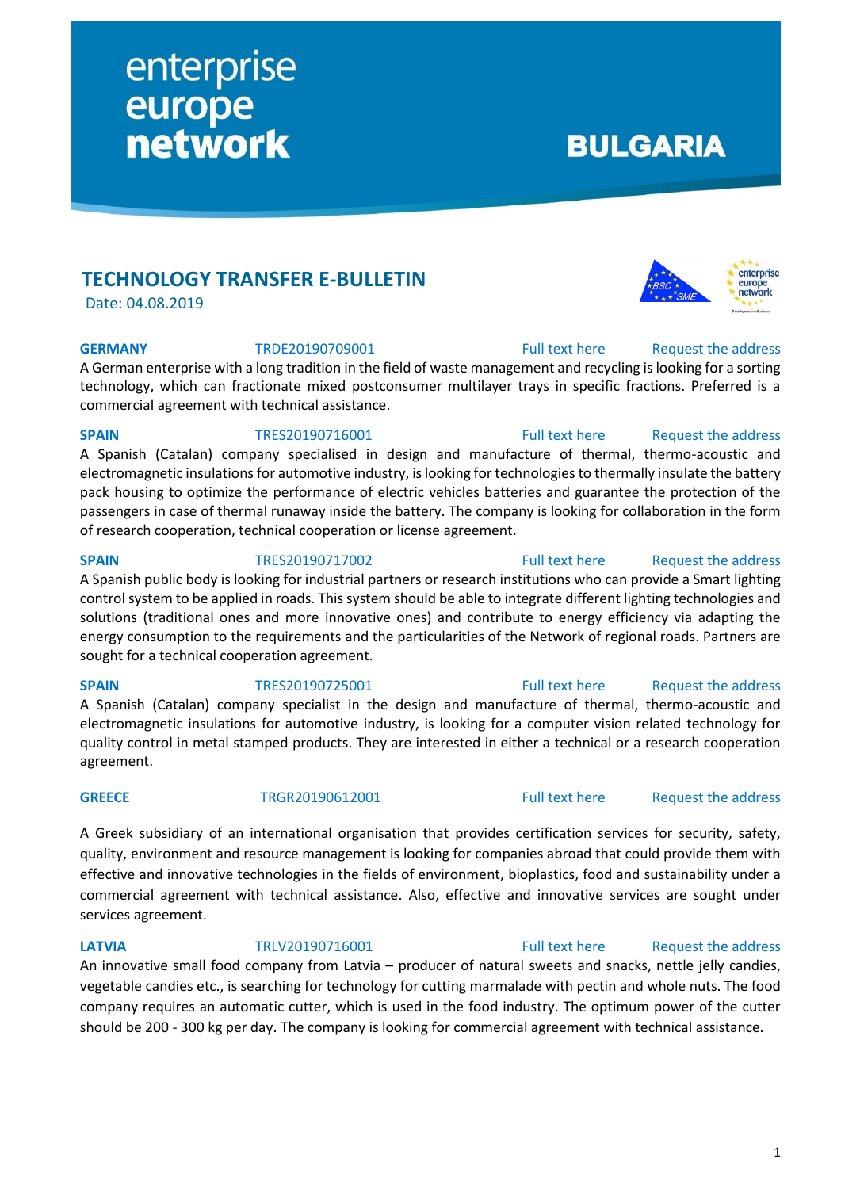enterprise europe network

**BULGARIA**

## TECHNOLOGY TRANSFER E-BULLETIN

Date: 04.08.2019

**GERMANY** TRDE20190709001 Full text here Request the address

A German enterprise with a long tradition in the field of waste management and recycling is looking for a sorting technology, which can fractionate mixed postconsumer multilayer trays in specific fractions. Preferred is a commercial agreement with technical assistance.

**SPAIN** TRES20190716001 Full text here Request the address

A Spanish (Catalan) company specialised in design and manufacture of thermal, thermo-acoustic and electromagnetic insulations for automotive industry, is looking for technologies to thermally insulate the battery pack housing to optimize the performance of electric vehicles batteries and guarantee the protection of the passengers in case of thermal runaway inside the battery. The company is looking for collaboration in the form of research cooperation, technical cooperation or license agreement.

**SPAIN** TRES20190717002 Full text here Request the address

A Spanish public body is looking for industrial partners or research institutions who can provide a Smart lighting control system to be applied in roads. This system should be able to integrate different lighting technologies and solutions (traditional ones and more innovative ones) and contribute to energy efficiency via adapting the energy consumption to the requirements and the particularities of the Network of regional roads. Partners are sought for a technical cooperation agreement.

**SPAIN** TRES20190725001 Full text here Request the address

A Spanish (Catalan) company specialist in the design and manufacture of thermal, thermo-acoustic and electromagnetic insulations for automotive industry, is looking for a computer vision related technology for quality control in metal stamped products. They are interested in either a technical or a research cooperation agreement.

**GREECE** TRGR20190612001 Full text here Request the address

A Greek subsidiary of an international organisation that provides certification services for security, safety, quality, environment and resource management is looking for companies abroad that could provide them with effective and innovative technologies in the fields of environment, bioplastics, food and sustainability under a commercial agreement with technical assistance. Also, effective and innovative services are sought under services agreement.

**LATVIA** TRLV20190716001 Full text here Request the address

An innovative small food company from Latvia – producer of natural sweets and snacks, nettle jelly candies, vegetable candies etc., is searching for technology for cutting marmalade with pectin and whole nuts. The food company requires an automatic cutter, which is used in the food industry. The optimum power of the cutter should be 200 - 300 kg per day. The company is looking for commercial agreement with technical assistance.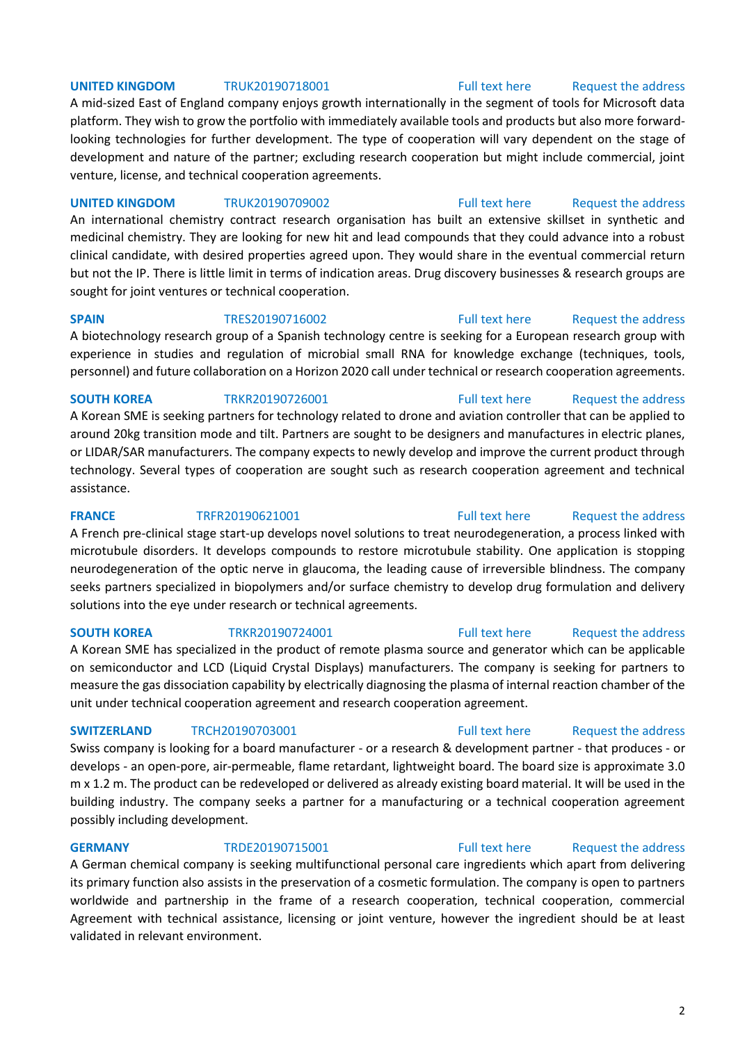**UNITED KINGDOM** TRUK20190718001 Full text here Request the address

A mid-sized East of England company enjoys growth internationally in the segment of tools for Microsoft data platform. They wish to grow the portfolio with immediately available tools and products but also more forward-looking technologies for further development. The type of cooperation will vary dependent on the stage of development and nature of the partner; excluding research cooperation but might include commercial, joint venture, license, and technical cooperation agreements.

**UNITED KINGDOM** TRUK20190709002 Full text here Request the address

An international chemistry contract research organisation has built an extensive skillset in synthetic and medicinal chemistry. They are looking for new hit and lead compounds that they could advance into a robust clinical candidate, with desired properties agreed upon. They would share in the eventual commercial return but not the IP. There is little limit in terms of indication areas. Drug discovery businesses & research groups are sought for joint ventures or technical cooperation.

**SPAIN** TRES20190716002 Full text here Request the address

A biotechnology research group of a Spanish technology centre is seeking for a European research group with experience in studies and regulation of microbial small RNA for knowledge exchange (techniques, tools, personnel) and future collaboration on a Horizon 2020 call under technical or research cooperation agreements.

**SOUTH KOREA** TRKR20190726001 Full text here Request the address

A Korean SME is seeking partners for technology related to drone and aviation controller that can be applied to around 20kg transition mode and tilt. Partners are sought to be designers and manufactures in electric planes, or LIDAR/SAR manufacturers. The company expects to newly develop and improve the current product through technology. Several types of cooperation are sought such as research cooperation agreement and technical assistance.

**FRANCE** TRFR20190621001 Full text here Request the address

A French pre-clinical stage start-up develops novel solutions to treat neurodegeneration, a process linked with microtubule disorders. It develops compounds to restore microtubule stability. One application is stopping neurodegeneration of the optic nerve in glaucoma, the leading cause of irreversible blindness. The company seeks partners specialized in biopolymers and/or surface chemistry to develop drug formulation and delivery solutions into the eye under research or technical agreements.

**SOUTH KOREA** TRKR20190724001 Full text here Request the address

A Korean SME has specialized in the product of remote plasma source and generator which can be applicable on semiconductor and LCD (Liquid Crystal Displays) manufacturers. The company is seeking for partners to measure the gas dissociation capability by electrically diagnosing the plasma of internal reaction chamber of the unit under technical cooperation agreement and research cooperation agreement.

**SWITZERLAND** TRCH20190703001 Full text here Request the address

Swiss company is looking for a board manufacturer - or a research & development partner - that produces - or develops - an open-pore, air-permeable, flame retardant, lightweight board. The board size is approximate 3.0 m x 1.2 m. The product can be redeveloped or delivered as already existing board material. It will be used in the building industry. The company seeks a partner for a manufacturing or a technical cooperation agreement possibly including development.

**GERMANY** TRDE20190715001 Full text here Request the address

A German chemical company is seeking multifunctional personal care ingredients which apart from delivering its primary function also assists in the preservation of a cosmetic formulation. The company is open to partners worldwide and partnership in the frame of a research cooperation, technical cooperation, commercial Agreement with technical assistance, licensing or joint venture, however the ingredient should be at least validated in relevant environment.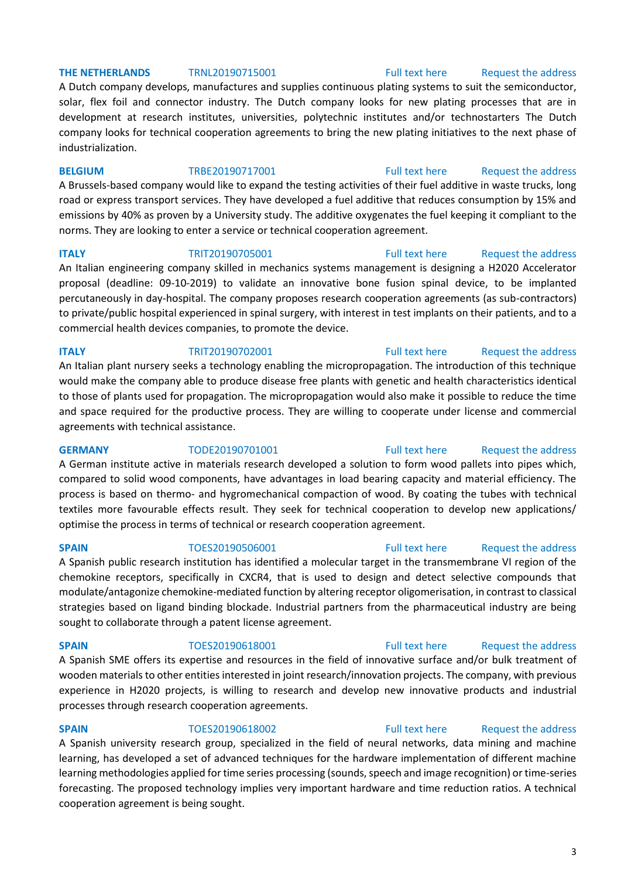**THE NETHERLANDS** TRNL20190715001 Full text here Request the address

A Dutch company develops, manufactures and supplies continuous plating systems to suit the semiconductor, solar, flex foil and connector industry. The Dutch company looks for new plating processes that are in development at research institutes, universities, polytechnic institutes and/or technostarters The Dutch company looks for technical cooperation agreements to bring the new plating initiatives to the next phase of industrialization.

**BELGIUM** TRBE20190717001 Full text here Request the address

A Brussels-based company would like to expand the testing activities of their fuel additive in waste trucks, long road or express transport services. They have developed a fuel additive that reduces consumption by 15% and emissions by 40% as proven by a University study. The additive oxygenates the fuel keeping it compliant to the norms. They are looking to enter a service or technical cooperation agreement.

**ITALY** TRIT20190705001 Full text here Request the address

An Italian engineering company skilled in mechanics systems management is designing a H2020 Accelerator proposal (deadline: 09-10-2019) to validate an innovative bone fusion spinal device, to be implanted percutaneously in day-hospital. The company proposes research cooperation agreements (as sub-contractors) to private/public hospital experienced in spinal surgery, with interest in test implants on their patients, and to a commercial health devices companies, to promote the device.

**ITALY** TRIT20190702001 Full text here Request the address

An Italian plant nursery seeks a technology enabling the micropropagation. The introduction of this technique would make the company able to produce disease free plants with genetic and health characteristics identical to those of plants used for propagation. The micropropagation would also make it possible to reduce the time and space required for the productive process. They are willing to cooperate under license and commercial agreements with technical assistance.

**GERMANY** TODE20190701001 Full text here Request the address

A German institute active in materials research developed a solution to form wood pallets into pipes which, compared to solid wood components, have advantages in load bearing capacity and material efficiency. The process is based on thermo- and hygromechanical compaction of wood. By coating the tubes with technical textiles more favourable effects result. They seek for technical cooperation to develop new applications/ optimise the process in terms of technical or research cooperation agreement.

**SPAIN** TOES20190506001 Full text here Request the address

A Spanish public research institution has identified a molecular target in the transmembrane VI region of the chemokine receptors, specifically in CXCR4, that is used to design and detect selective compounds that modulate/antagonize chemokine-mediated function by altering receptor oligomerisation, in contrast to classical strategies based on ligand binding blockade. Industrial partners from the pharmaceutical industry are being sought to collaborate through a patent license agreement.

**SPAIN** TOES20190618001 Full text here Request the address

A Spanish SME offers its expertise and resources in the field of innovative surface and/or bulk treatment of wooden materials to other entities interested in joint research/innovation projects. The company, with previous experience in H2020 projects, is willing to research and develop new innovative products and industrial processes through research cooperation agreements.

**SPAIN** TOES20190618002 Full text here Request the address

A Spanish university research group, specialized in the field of neural networks, data mining and machine learning, has developed a set of advanced techniques for the hardware implementation of different machine learning methodologies applied for time series processing (sounds, speech and image recognition) or time-series forecasting. The proposed technology implies very important hardware and time reduction ratios. A technical cooperation agreement is being sought.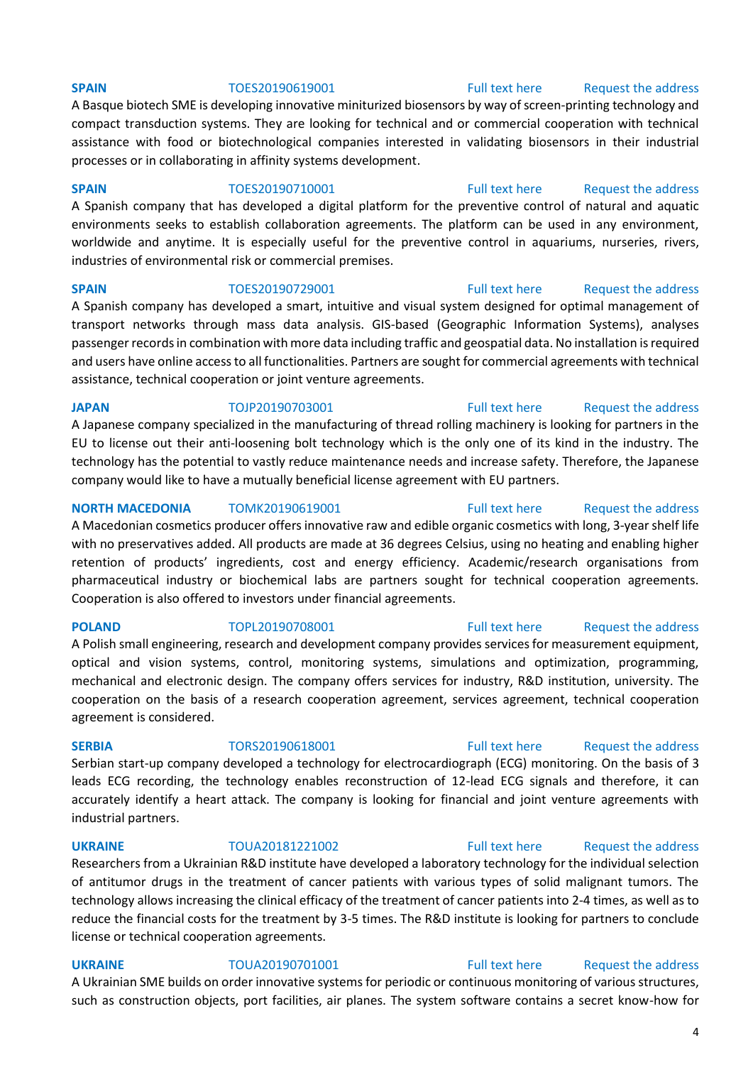**SPAIN** TOES20190619001 Full text here Request the address

A Basque biotech SME is developing innovative miniturized biosensors by way of screen-printing technology and compact transduction systems. They are looking for technical and or commercial cooperation with technical assistance with food or biotechnological companies interested in validating biosensors in their industrial processes or in collaborating in affinity systems development.

**SPAIN** TOES20190710001 Full text here Request the address

A Spanish company that has developed a digital platform for the preventive control of natural and aquatic environments seeks to establish collaboration agreements. The platform can be used in any environment, worldwide and anytime. It is especially useful for the preventive control in aquariums, nurseries, rivers, industries of environmental risk or commercial premises.

**SPAIN** TOES20190729001 Full text here Request the address

A Spanish company has developed a smart, intuitive and visual system designed for optimal management of transport networks through mass data analysis. GIS-based (Geographic Information Systems), analyses passenger records in combination with more data including traffic and geospatial data. No installation is required and users have online access to all functionalities. Partners are sought for commercial agreements with technical assistance, technical cooperation or joint venture agreements.

**JAPAN** TOJP20190703001 Full text here Request the address

A Japanese company specialized in the manufacturing of thread rolling machinery is looking for partners in the EU to license out their anti-loosening bolt technology which is the only one of its kind in the industry. The technology has the potential to vastly reduce maintenance needs and increase safety. Therefore, the Japanese company would like to have a mutually beneficial license agreement with EU partners.

**NORTH MACEDONIA** TOMK20190619001 Full text here Request the address

A Macedonian cosmetics producer offers innovative raw and edible organic cosmetics with long, 3-year shelf life with no preservatives added. All products are made at 36 degrees Celsius, using no heating and enabling higher retention of products' ingredients, cost and energy efficiency. Academic/research organisations from pharmaceutical industry or biochemical labs are partners sought for technical cooperation agreements. Cooperation is also offered to investors under financial agreements.

**POLAND** TOPL20190708001 Full text here Request the address

A Polish small engineering, research and development company provides services for measurement equipment, optical and vision systems, control, monitoring systems, simulations and optimization, programming, mechanical and electronic design. The company offers services for industry, R&D institution, university. The cooperation on the basis of a research cooperation agreement, services agreement, technical cooperation agreement is considered.

**SERBIA** TORS20190618001 Full text here Request the address

Serbian start-up company developed a technology for electrocardiograph (ECG) monitoring. On the basis of 3 leads ECG recording, the technology enables reconstruction of 12-lead ECG signals and therefore, it can accurately identify a heart attack. The company is looking for financial and joint venture agreements with industrial partners.

**UKRAINE** TOUA20181221002 Full text here Request the address

Researchers from a Ukrainian R&D institute have developed a laboratory technology for the individual selection of antitumor drugs in the treatment of cancer patients with various types of solid malignant tumors. The technology allows increasing the clinical efficacy of the treatment of cancer patients into 2-4 times, as well as to reduce the financial costs for the treatment by 3-5 times. The R&D institute is looking for partners to conclude license or technical cooperation agreements.

**UKRAINE** TOUA20190701001 Full text here Request the address

A Ukrainian SME builds on order innovative systems for periodic or continuous monitoring of various structures, such as construction objects, port facilities, air planes. The system software contains a secret know-how for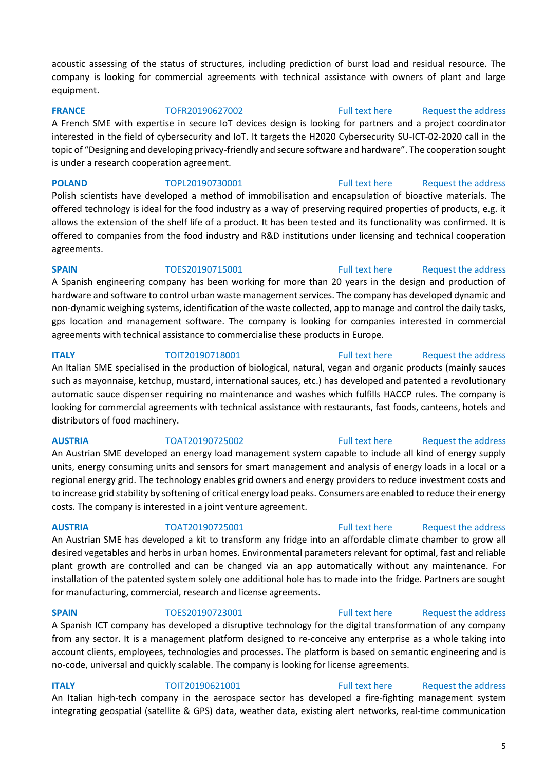acoustic assessing of the status of structures, including prediction of burst load and residual resource. The company is looking for commercial agreements with technical assistance with owners of plant and large equipment.

**FRANCE** TOFR20190627002 Full text here Request the address

A French SME with expertise in secure IoT devices design is looking for partners and a project coordinator interested in the field of cybersecurity and IoT. It targets the H2020 Cybersecurity SU-ICT-02-2020 call in the topic of "Designing and developing privacy-friendly and secure software and hardware". The cooperation sought is under a research cooperation agreement.

**POLAND** TOPL20190730001 Full text here Request the address

Polish scientists have developed a method of immobilisation and encapsulation of bioactive materials. The offered technology is ideal for the food industry as a way of preserving required properties of products, e.g. it allows the extension of the shelf life of a product. It has been tested and its functionality was confirmed. It is offered to companies from the food industry and R&D institutions under licensing and technical cooperation agreements.

**SPAIN** TOES20190715001 Full text here Request the address

A Spanish engineering company has been working for more than 20 years in the design and production of hardware and software to control urban waste management services. The company has developed dynamic and non-dynamic weighing systems, identification of the waste collected, app to manage and control the daily tasks, gps location and management software. The company is looking for companies interested in commercial agreements with technical assistance to commercialise these products in Europe.

**ITALY** TOIT20190718001 Full text here Request the address

An Italian SME specialised in the production of biological, natural, vegan and organic products (mainly sauces such as mayonnaise, ketchup, mustard, international sauces, etc.) has developed and patented a revolutionary automatic sauce dispenser requiring no maintenance and washes which fulfills HACCP rules. The company is looking for commercial agreements with technical assistance with restaurants, fast foods, canteens, hotels and distributors of food machinery.

**AUSTRIA** TOAT20190725002 Full text here Request the address

An Austrian SME developed an energy load management system capable to include all kind of energy supply units, energy consuming units and sensors for smart management and analysis of energy loads in a local or a regional energy grid. The technology enables grid owners and energy providers to reduce investment costs and to increase grid stability by softening of critical energy load peaks. Consumers are enabled to reduce their energy costs. The company is interested in a joint venture agreement.

**AUSTRIA** TOAT20190725001 Full text here Request the address

An Austrian SME has developed a kit to transform any fridge into an affordable climate chamber to grow all desired vegetables and herbs in urban homes. Environmental parameters relevant for optimal, fast and reliable plant growth are controlled and can be changed via an app automatically without any maintenance. For installation of the patented system solely one additional hole has to made into the fridge. Partners are sought for manufacturing, commercial, research and license agreements.

**SPAIN** TOES20190723001 Full text here Request the address

A Spanish ICT company has developed a disruptive technology for the digital transformation of any company from any sector. It is a management platform designed to re-conceive any enterprise as a whole taking into account clients, employees, technologies and processes. The platform is based on semantic engineering and is no-code, universal and quickly scalable. The company is looking for license agreements.

**ITALY** TOIT20190621001 Full text here Request the address

An Italian high-tech company in the aerospace sector has developed a fire-fighting management system integrating geospatial (satellite & GPS) data, weather data, existing alert networks, real-time communication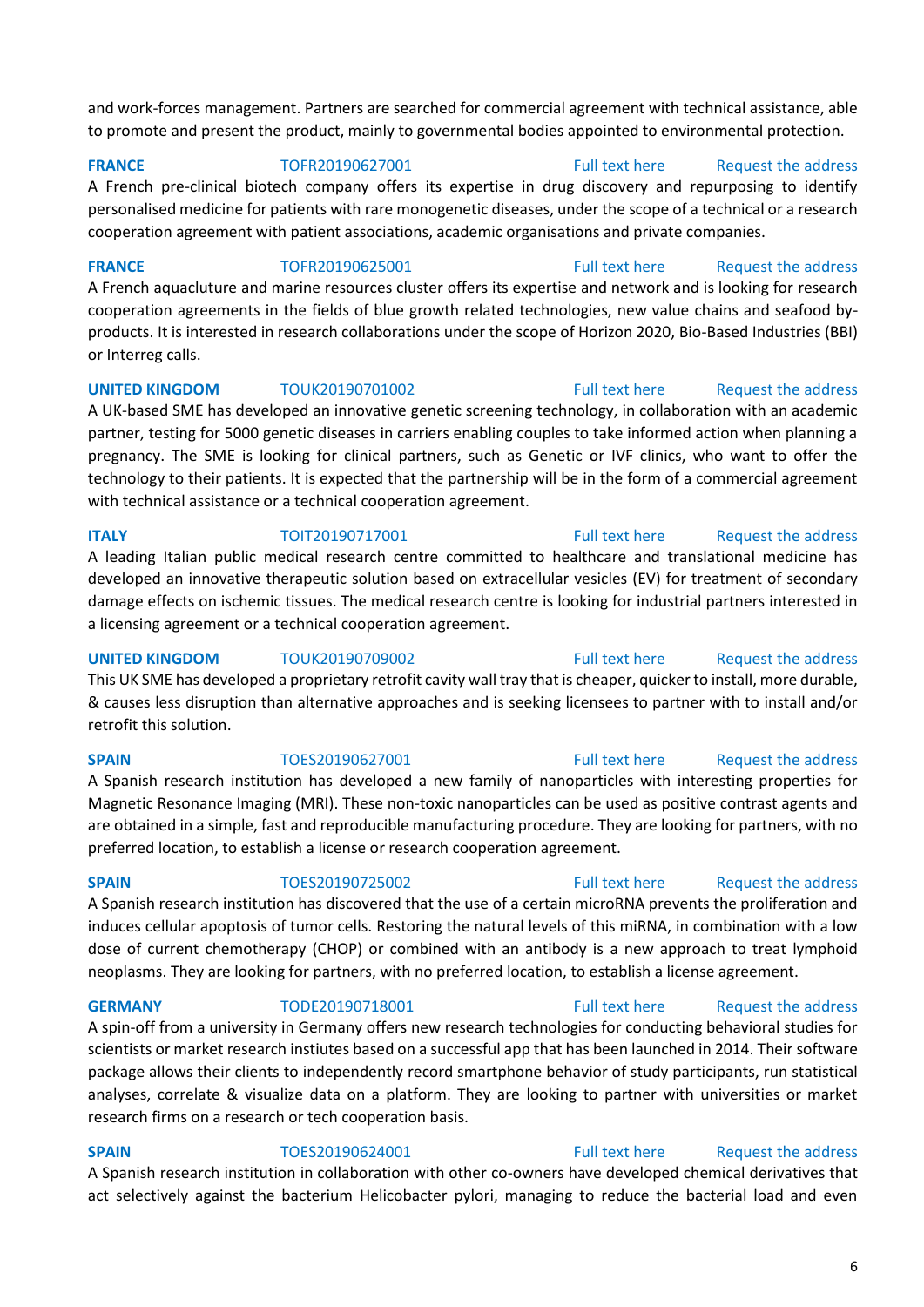and work-forces management. Partners are searched for commercial agreement with technical assistance, able to promote and present the product, mainly to governmental bodies appointed to environmental protection.

**FRANCE** TOFR20190627001 Full text here Request the address

A French pre-clinical biotech company offers its expertise in drug discovery and repurposing to identify personalised medicine for patients with rare monogenetic diseases, under the scope of a technical or a research cooperation agreement with patient associations, academic organisations and private companies.

**FRANCE** TOFR20190625001 Full text here Request the address

A French aquaclulture and marine resources cluster offers its expertise and network and is looking for research cooperation agreements in the fields of blue growth related technologies, new value chains and seafood by-products. It is interested in research collaborations under the scope of Horizon 2020, Bio-Based Industries (BBI) or Interreg calls.

**UNITED KINGDOM** TOUK20190701002 Full text here Request the address

A UK-based SME has developed an innovative genetic screening technology, in collaboration with an academic partner, testing for 5000 genetic diseases in carriers enabling couples to take informed action when planning a pregnancy. The SME is looking for clinical partners, such as Genetic or IVF clinics, who want to offer the technology to their patients. It is expected that the partnership will be in the form of a commercial agreement with technical assistance or a technical cooperation agreement.

**ITALY** TOIT20190717001 Full text here Request the address

A leading Italian public medical research centre committed to healthcare and translational medicine has developed an innovative therapeutic solution based on extracellular vesicles (EV) for treatment of secondary damage effects on ischemic tissues. The medical research centre is looking for industrial partners interested in a licensing agreement or a technical cooperation agreement.

**UNITED KINGDOM** TOUK20190709002 Full text here Request the address

This UK SME has developed a proprietary retrofit cavity wall tray that is cheaper, quicker to install, more durable, & causes less disruption than alternative approaches and is seeking licensees to partner with to install and/or retrofit this solution.

**SPAIN** TOES20190627001 Full text here Request the address

A Spanish research institution has developed a new family of nanoparticles with interesting properties for Magnetic Resonance Imaging (MRI). These non-toxic nanoparticles can be used as positive contrast agents and are obtained in a simple, fast and reproducible manufacturing procedure. They are looking for partners, with no preferred location, to establish a license or research cooperation agreement.

**SPAIN** TOES20190725002 Full text here Request the address

A Spanish research institution has discovered that the use of a certain microRNA prevents the proliferation and induces cellular apoptosis of tumor cells. Restoring the natural levels of this miRNA, in combination with a low dose of current chemotherapy (CHOP) or combined with an antibody is a new approach to treat lymphoid neoplasms. They are looking for partners, with no preferred location, to establish a license agreement.

**GERMANY** TODE20190718001 Full text here Request the address

A spin-off from a university in Germany offers new research technologies for conducting behavioral studies for scientists or market research instiutes based on a successful app that has been launched in 2014. Their software package allows their clients to independently record smartphone behavior of study participants, run statistical analyses, correlate & visualize data on a platform. They are looking to partner with universities or market research firms on a research or tech cooperation basis.

**SPAIN** TOES20190624001 Full text here Request the address

A Spanish research institution in collaboration with other co-owners have developed chemical derivatives that act selectively against the bacterium Helicobacter pylori, managing to reduce the bacterial load and even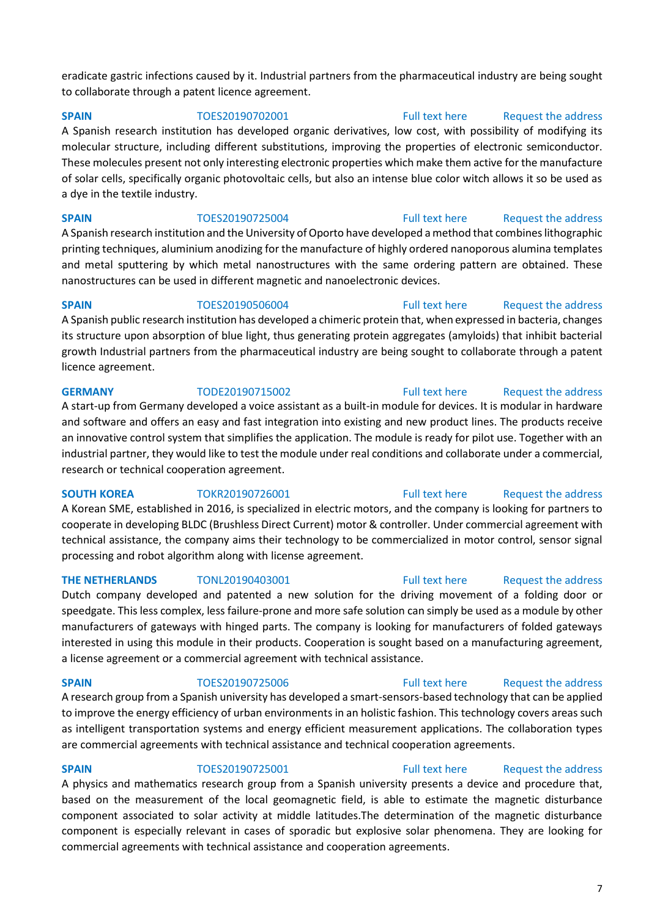eradicate gastric infections caused by it. Industrial partners from the pharmaceutical industry are being sought to collaborate through a patent licence agreement.

**SPAIN** TOES20190702001 Full text here Request the address

A Spanish research institution has developed organic derivatives, low cost, with possibility of modifying its molecular structure, including different substitutions, improving the properties of electronic semiconductor. These molecules present not only interesting electronic properties which make them active for the manufacture of solar cells, specifically organic photovoltaic cells, but also an intense blue color witch allows it so be used as a dye in the textile industry.

**SPAIN** TOES20190725004 Full text here Request the address

A Spanish research institution and the University of Oporto have developed a method that combines lithographic printing techniques, aluminium anodizing for the manufacture of highly ordered nanoporous alumina templates and metal sputtering by which metal nanostructures with the same ordering pattern are obtained. These nanostructures can be used in different magnetic and nanoelectronic devices.

**SPAIN** TOES20190506004 Full text here Request the address

A Spanish public research institution has developed a chimeric protein that, when expressed in bacteria, changes its structure upon absorption of blue light, thus generating protein aggregates (amyloids) that inhibit bacterial growth Industrial partners from the pharmaceutical industry are being sought to collaborate through a patent licence agreement.

**GERMANY** TODE20190715002 Full text here Request the address

A start-up from Germany developed a voice assistant as a built-in module for devices. It is modular in hardware and software and offers an easy and fast integration into existing and new product lines. The products receive an innovative control system that simplifies the application. The module is ready for pilot use. Together with an industrial partner, they would like to test the module under real conditions and collaborate under a commercial, research or technical cooperation agreement.

**SOUTH KOREA** TOKR20190726001 Full text here Request the address

A Korean SME, established in 2016, is specialized in electric motors, and the company is looking for partners to cooperate in developing BLDC (Brushless Direct Current) motor & controller. Under commercial agreement with technical assistance, the company aims their technology to be commercialized in motor control, sensor signal processing and robot algorithm along with license agreement.

**THE NETHERLANDS** TONL20190403001 Full text here Request the address

Dutch company developed and patented a new solution for the driving movement of a folding door or speedgate. This less complex, less failure-prone and more safe solution can simply be used as a module by other manufacturers of gateways with hinged parts. The company is looking for manufacturers of folded gateways interested in using this module in their products. Cooperation is sought based on a manufacturing agreement, a license agreement or a commercial agreement with technical assistance.

**SPAIN** TOES20190725006 Full text here Request the address

A research group from a Spanish university has developed a smart-sensors-based technology that can be applied to improve the energy efficiency of urban environments in an holistic fashion. This technology covers areas such as intelligent transportation systems and energy efficient measurement applications. The collaboration types are commercial agreements with technical assistance and technical cooperation agreements.

**SPAIN** TOES20190725001 Full text here Request the address

A physics and mathematics research group from a Spanish university presents a device and procedure that, based on the measurement of the local geomagnetic field, is able to estimate the magnetic disturbance component associated to solar activity at middle latitudes.The determination of the magnetic disturbance component is especially relevant in cases of sporadic but explosive solar phenomena. They are looking for commercial agreements with technical assistance and cooperation agreements.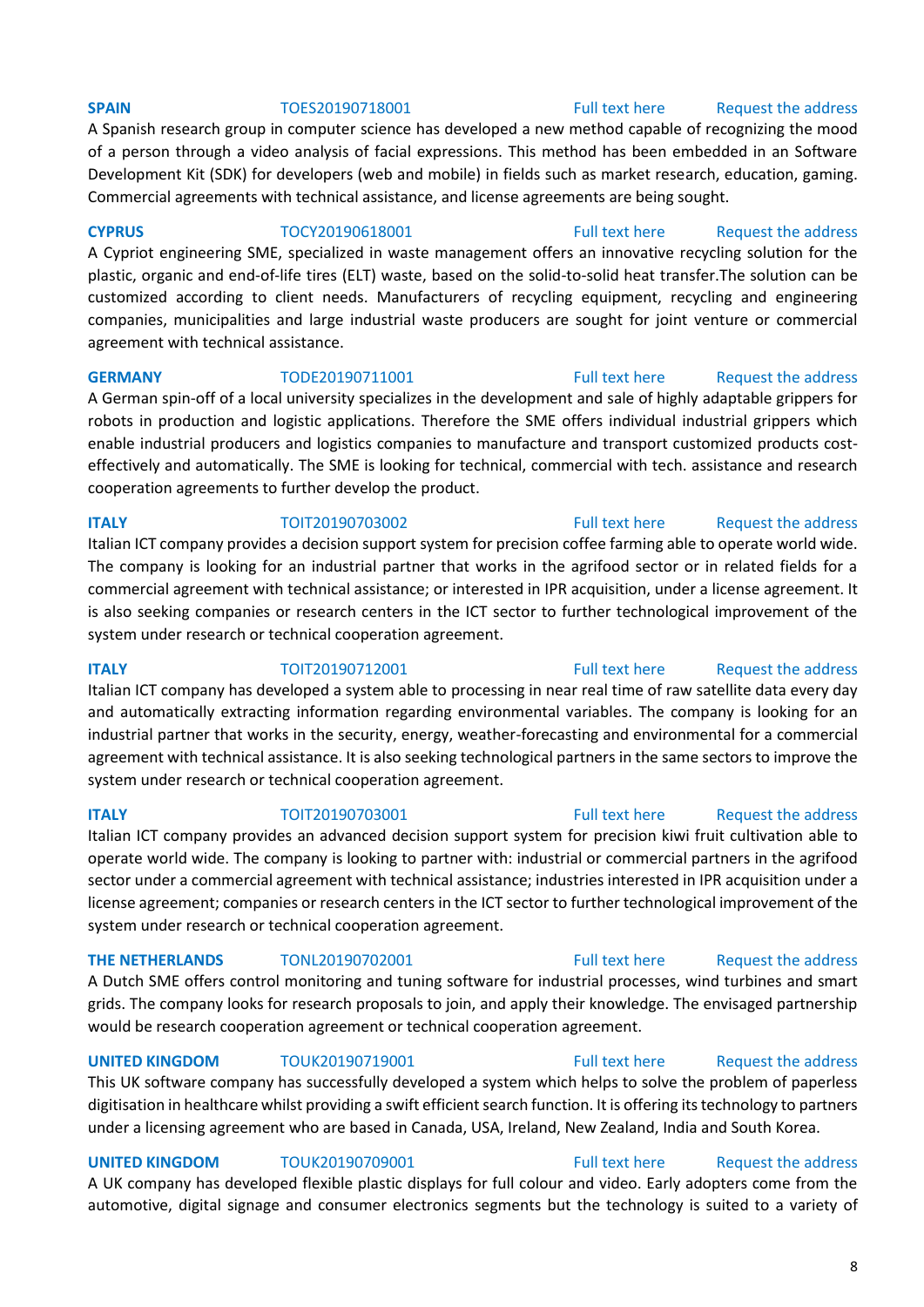**SPAIN** TOES20190718001 Full text here Request the address

A Spanish research group in computer science has developed a new method capable of recognizing the mood of a person through a video analysis of facial expressions. This method has been embedded in an Software Development Kit (SDK) for developers (web and mobile) in fields such as market research, education, gaming. Commercial agreements with technical assistance, and license agreements are being sought.

**CYPRUS** TOCY20190618001 Full text here Request the address

A Cypriot engineering SME, specialized in waste management offers an innovative recycling solution for the plastic, organic and end-of-life tires (ELT) waste, based on the solid-to-solid heat transfer.The solution can be customized according to client needs. Manufacturers of recycling equipment, recycling and engineering companies, municipalities and large industrial waste producers are sought for joint venture or commercial agreement with technical assistance.

**GERMANY** TODE20190711001 Full text here Request the address

A German spin-off of a local university specializes in the development and sale of highly adaptable grippers for robots in production and logistic applications. Therefore the SME offers individual industrial grippers which enable industrial producers and logistics companies to manufacture and transport customized products cost-effectively and automatically. The SME is looking for technical, commercial with tech. assistance and research cooperation agreements to further develop the product.

**ITALY** TOIT20190703002 Full text here Request the address

Italian ICT company provides a decision support system for precision coffee farming able to operate world wide. The company is looking for an industrial partner that works in the agrifood sector or in related fields for a commercial agreement with technical assistance; or interested in IPR acquisition, under a license agreement. It is also seeking companies or research centers in the ICT sector to further technological improvement of the system under research or technical cooperation agreement.

**ITALY** TOIT20190712001 Full text here Request the address

Italian ICT company has developed a system able to processing in near real time of raw satellite data every day and automatically extracting information regarding environmental variables. The company is looking for an industrial partner that works in the security, energy, weather-forecasting and environmental for a commercial agreement with technical assistance. It is also seeking technological partners in the same sectors to improve the system under research or technical cooperation agreement.

**ITALY** TOIT20190703001 Full text here Request the address

Italian ICT company provides an advanced decision support system for precision kiwi fruit cultivation able to operate world wide. The company is looking to partner with: industrial or commercial partners in the agrifood sector under a commercial agreement with technical assistance; industries interested in IPR acquisition under a license agreement; companies or research centers in the ICT sector to further technological improvement of the system under research or technical cooperation agreement.

**THE NETHERLANDS** TONL20190702001 Full text here Request the address

A Dutch SME offers control monitoring and tuning software for industrial processes, wind turbines and smart grids. The company looks for research proposals to join, and apply their knowledge. The envisaged partnership would be research cooperation agreement or technical cooperation agreement.

**UNITED KINGDOM** TOUK20190719001 Full text here Request the address

This UK software company has successfully developed a system which helps to solve the problem of paperless digitisation in healthcare whilst providing a swift efficient search function. It is offering its technology to partners under a licensing agreement who are based in Canada, USA, Ireland, New Zealand, India and South Korea.

**UNITED KINGDOM** TOUK20190709001 Full text here Request the address

A UK company has developed flexible plastic displays for full colour and video. Early adopters come from the automotive, digital signage and consumer electronics segments but the technology is suited to a variety of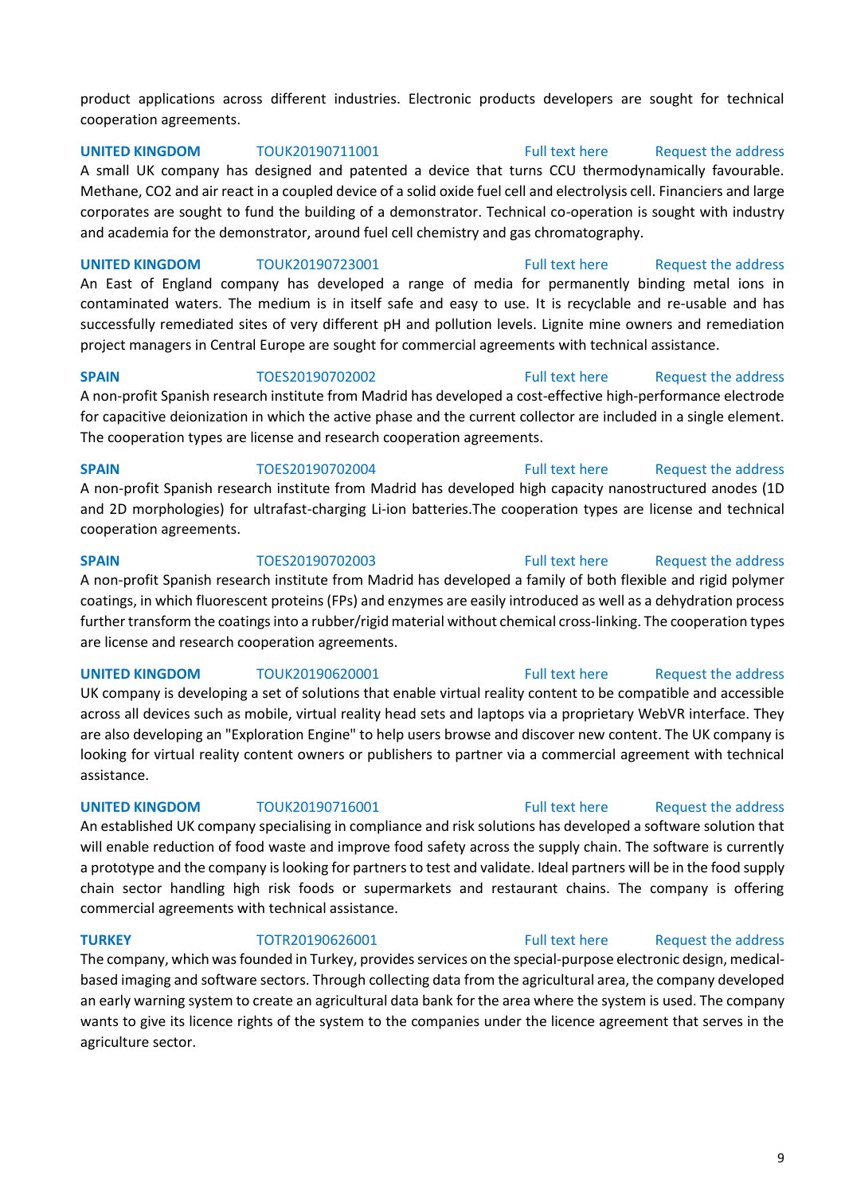product applications across different industries. Electronic products developers are sought for technical cooperation agreements.

**UNITED KINGDOM** TOUK20190711001 Full text here Request the address

A small UK company has designed and patented a device that turns CCU thermodynamically favourable. Methane, $CO_2$ and air react in a coupled device of a solid oxide fuel cell and electrolysis cell. Financiers and large corporates are sought to fund the building of a demonstrator. Technical co-operation is sought with industry and academia for the demonstrator, around fuel cell chemistry and gas chromatography.

**UNITED KINGDOM** TOUK20190723001 Full text here Request the address

An East of England company has developed a range of media for permanently binding metal ions in contaminated waters. The medium is in itself safe and easy to use. It is recyclable and re-usable and has successfully remediated sites of very different pH and pollution levels. Lignite mine owners and remediation project managers in Central Europe are sought for commercial agreements with technical assistance.

**SPAIN** TOES20190702002 Full text here Request the address

A non-profit Spanish research institute from Madrid has developed a cost-effective high-performance electrode for capacitive deionization in which the active phase and the current collector are included in a single element. The cooperation types are license and research cooperation agreements.

**SPAIN** TOES20190702004 Full text here Request the address

A non-profit Spanish research institute from Madrid has developed high capacity nanostructured anodes (1D and 2D morphologies) for ultrafast-charging Li-ion batteries.The cooperation types are license and technical cooperation agreements.

**SPAIN** TOES20190702003 Full text here Request the address

A non-profit Spanish research institute from Madrid has developed a family of both flexible and rigid polymer coatings, in which fluorescent proteins (FPs) and enzymes are easily introduced as well as a dehydration process further transform the coatings into a rubber/rigid material without chemical cross-linking. The cooperation types are license and research cooperation agreements.

**UNITED KINGDOM** TOUK20190620001 Full text here Request the address

UK company is developing a set of solutions that enable virtual reality content to be compatible and accessible across all devices such as mobile, virtual reality head sets and laptops via a proprietary WebVR interface. They are also developing an "Exploration Engine" to help users browse and discover new content. The UK company is looking for virtual reality content owners or publishers to partner via a commercial agreement with technical assistance.

**UNITED KINGDOM** TOUK20190716001 Full text here Request the address

An established UK company specialising in compliance and risk solutions has developed a software solution that will enable reduction of food waste and improve food safety across the supply chain. The software is currently a prototype and the company is looking for partners to test and validate. Ideal partners will be in the food supply chain sector handling high risk foods or supermarkets and restaurant chains. The company is offering commercial agreements with technical assistance.

**TURKEY** TOTR20190626001 Full text here Request the address

The company, which was founded in Turkey, provides services on the special-purpose electronic design, medical-based imaging and software sectors. Through collecting data from the agricultural area, the company developed an early warning system to create an agricultural data bank for the area where the system is used. The company wants to give its licence rights of the system to the companies under the licence agreement that serves in the agriculture sector.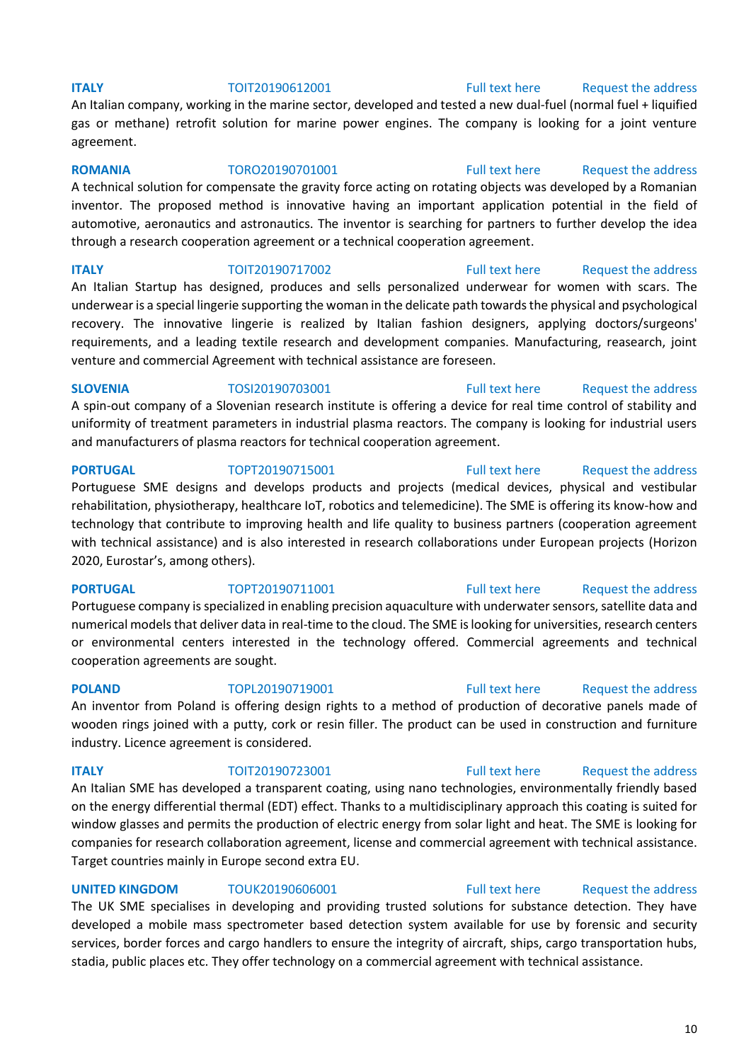**ITALY** TOIT20190612001 Full text here Request the address

An Italian company, working in the marine sector, developed and tested a new dual-fuel (normal fuel + liquified gas or methane) retrofit solution for marine power engines. The company is looking for a joint venture agreement.

**ROMANIA** TORO20190701001 Full text here Request the address

A technical solution for compensate the gravity force acting on rotating objects was developed by a Romanian inventor. The proposed method is innovative having an important application potential in the field of automotive, aeronautics and astronautics. The inventor is searching for partners to further develop the idea through a research cooperation agreement or a technical cooperation agreement.

**ITALY** TOIT20190717002 Full text here Request the address

An Italian Startup has designed, produces and sells personalized underwear for women with scars. The underwear is a special lingerie supporting the woman in the delicate path towards the physical and psychological recovery. The innovative lingerie is realized by Italian fashion designers, applying doctors/surgeons' requirements, and a leading textile research and development companies. Manufacturing, reasearch, joint venture and commercial Agreement with technical assistance are foreseen.

**SLOVENIA** TOSI20190703001 Full text here Request the address

A spin-out company of a Slovenian research institute is offering a device for real time control of stability and uniformity of treatment parameters in industrial plasma reactors. The company is looking for industrial users and manufacturers of plasma reactors for technical cooperation agreement.

**PORTUGAL** TOPT20190715001 Full text here Request the address

Portuguese SME designs and develops products and projects (medical devices, physical and vestibular rehabilitation, physiotherapy, healthcare IoT, robotics and telemedicine). The SME is offering its know-how and technology that contribute to improving health and life quality to business partners (cooperation agreement with technical assistance) and is also interested in research collaborations under European projects (Horizon 2020, Eurostar's, among others).

**PORTUGAL** TOPT20190711001 Full text here Request the address

Portuguese company is specialized in enabling precision aquaculture with underwater sensors, satellite data and numerical models that deliver data in real-time to the cloud. The SME is looking for universities, research centers or environmental centers interested in the technology offered. Commercial agreements and technical cooperation agreements are sought.

**POLAND** TOPL20190719001 Full text here Request the address

An inventor from Poland is offering design rights to a method of production of decorative panels made of wooden rings joined with a putty, cork or resin filler. The product can be used in construction and furniture industry. Licence agreement is considered.

**ITALY** TOIT20190723001 Full text here Request the address

An Italian SME has developed a transparent coating, using nano technologies, environmentally friendly based on the energy differential thermal (EDT) effect. Thanks to a multidisciplinary approach this coating is suited for window glasses and permits the production of electric energy from solar light and heat. The SME is looking for companies for research collaboration agreement, license and commercial agreement with technical assistance. Target countries mainly in Europe second extra EU.

**UNITED KINGDOM** TOUK20190606001 Full text here Request the address

The UK SME specialises in developing and providing trusted solutions for substance detection. They have developed a mobile mass spectrometer based detection system available for use by forensic and security services, border forces and cargo handlers to ensure the integrity of aircraft, ships, cargo transportation hubs, stadia, public places etc. They offer technology on a commercial agreement with technical assistance.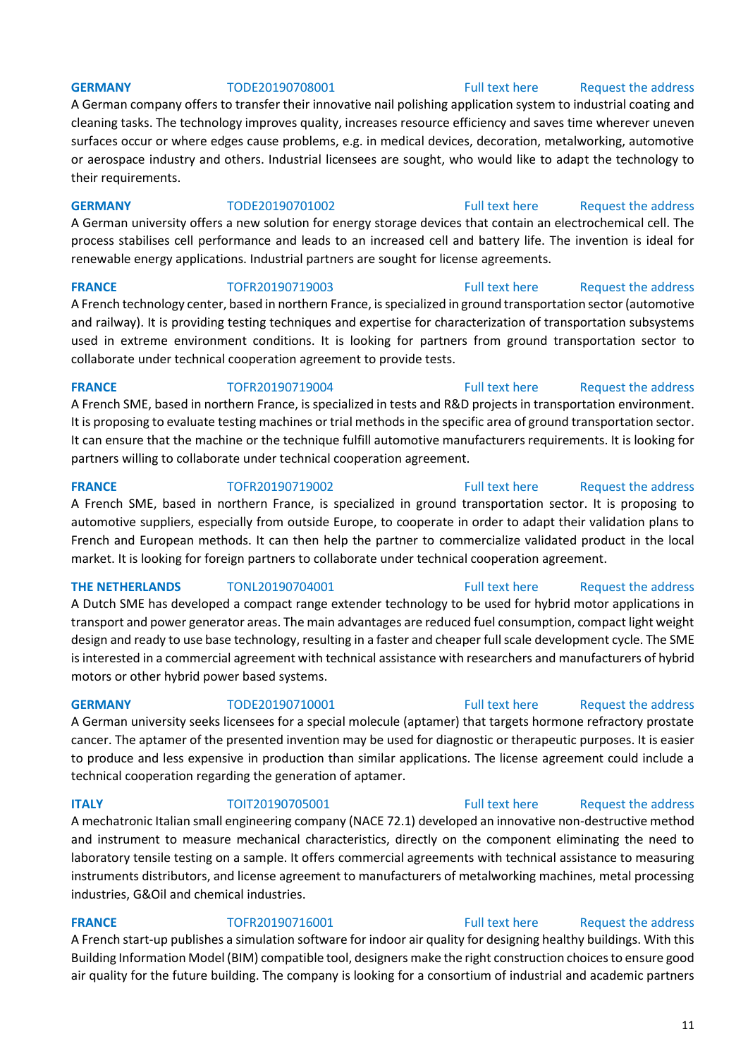**GERMANY** TODE20190708001 Full text here Request the address

A German company offers to transfer their innovative nail polishing application system to industrial coating and cleaning tasks. The technology improves quality, increases resource efficiency and saves time wherever uneven surfaces occur or where edges cause problems, e.g. in medical devices, decoration, metalworking, automotive or aerospace industry and others. Industrial licensees are sought, who would like to adapt the technology to their requirements.

**GERMANY** TODE20190701002 Full text here Request the address

A German university offers a new solution for energy storage devices that contain an electrochemical cell. The process stabilises cell performance and leads to an increased cell and battery life. The invention is ideal for renewable energy applications. Industrial partners are sought for license agreements.

**FRANCE** TOFR20190719003 Full text here Request the address

A French technology center, based in northern France, is specialized in ground transportation sector (automotive and railway). It is providing testing techniques and expertise for characterization of transportation subsystems used in extreme environment conditions. It is looking for partners from ground transportation sector to collaborate under technical cooperation agreement to provide tests.

**FRANCE** TOFR20190719004 Full text here Request the address

A French SME, based in northern France, is specialized in tests and R&D projects in transportation environment. It is proposing to evaluate testing machines or trial methods in the specific area of ground transportation sector. It can ensure that the machine or the technique fulfill automotive manufacturers requirements. It is looking for partners willing to collaborate under technical cooperation agreement.

**FRANCE** TOFR20190719002 Full text here Request the address

A French SME, based in northern France, is specialized in ground transportation sector. It is proposing to automotive suppliers, especially from outside Europe, to cooperate in order to adapt their validation plans to French and European methods. It can then help the partner to commercialize validated product in the local market. It is looking for foreign partners to collaborate under technical cooperation agreement.

**THE NETHERLANDS** TONL20190704001 Full text here Request the address

A Dutch SME has developed a compact range extender technology to be used for hybrid motor applications in transport and power generator areas. The main advantages are reduced fuel consumption, compact light weight design and ready to use base technology, resulting in a faster and cheaper full scale development cycle. The SME is interested in a commercial agreement with technical assistance with researchers and manufacturers of hybrid motors or other hybrid power based systems.

**GERMANY** TODE20190710001 Full text here Request the address

A German university seeks licensees for a special molecule (aptamer) that targets hormone refractory prostate cancer. The aptamer of the presented invention may be used for diagnostic or therapeutic purposes. It is easier to produce and less expensive in production than similar applications. The license agreement could include a technical cooperation regarding the generation of aptamer.

**ITALY** TOIT20190705001 Full text here Request the address

A mechatronic Italian small engineering company (NACE 72.1) developed an innovative non-destructive method and instrument to measure mechanical characteristics, directly on the component eliminating the need to laboratory tensile testing on a sample. It offers commercial agreements with technical assistance to measuring instruments distributors, and license agreement to manufacturers of metalworking machines, metal processing industries, G&Oil and chemical industries.

**FRANCE** TOFR20190716001 Full text here Request the address

A French start-up publishes a simulation software for indoor air quality for designing healthy buildings. With this Building Information Model (BIM) compatible tool, designers make the right construction choices to ensure good air quality for the future building. The company is looking for a consortium of industrial and academic partners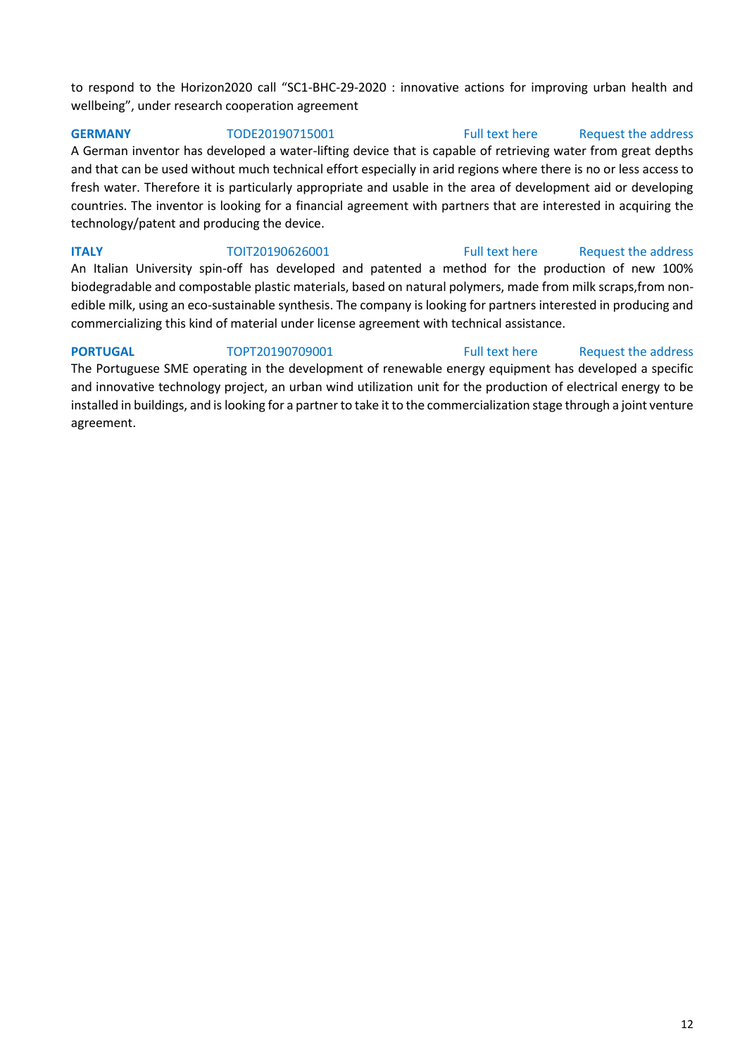to respond to the Horizon2020 call "SC1-BHC-29-2020 : innovative actions for improving urban health and wellbeing", under research cooperation agreement

**GERMANY** TODE20190715001 Full text here Request the address

A German inventor has developed a water-lifting device that is capable of retrieving water from great depths and that can be used without much technical effort especially in arid regions where there is no or less access to fresh water. Therefore it is particularly appropriate and usable in the area of development aid or developing countries. The inventor is looking for a financial agreement with partners that are interested in acquiring the technology/patent and producing the device.

**ITALY** TOIT20190626001 Full text here Request the address

An Italian University spin-off has developed and patented a method for the production of new 100% biodegradable and compostable plastic materials, based on natural polymers, made from milk scraps,from non-edible milk, using an eco-sustainable synthesis. The company is looking for partners interested in producing and commercializing this kind of material under license agreement with technical assistance.

**PORTUGAL** TOPT20190709001 Full text here Request the address

The Portuguese SME operating in the development of renewable energy equipment has developed a specific and innovative technology project, an urban wind utilization unit for the production of electrical energy to be installed in buildings, and is looking for a partner to take it to the commercialization stage through a joint venture agreement.